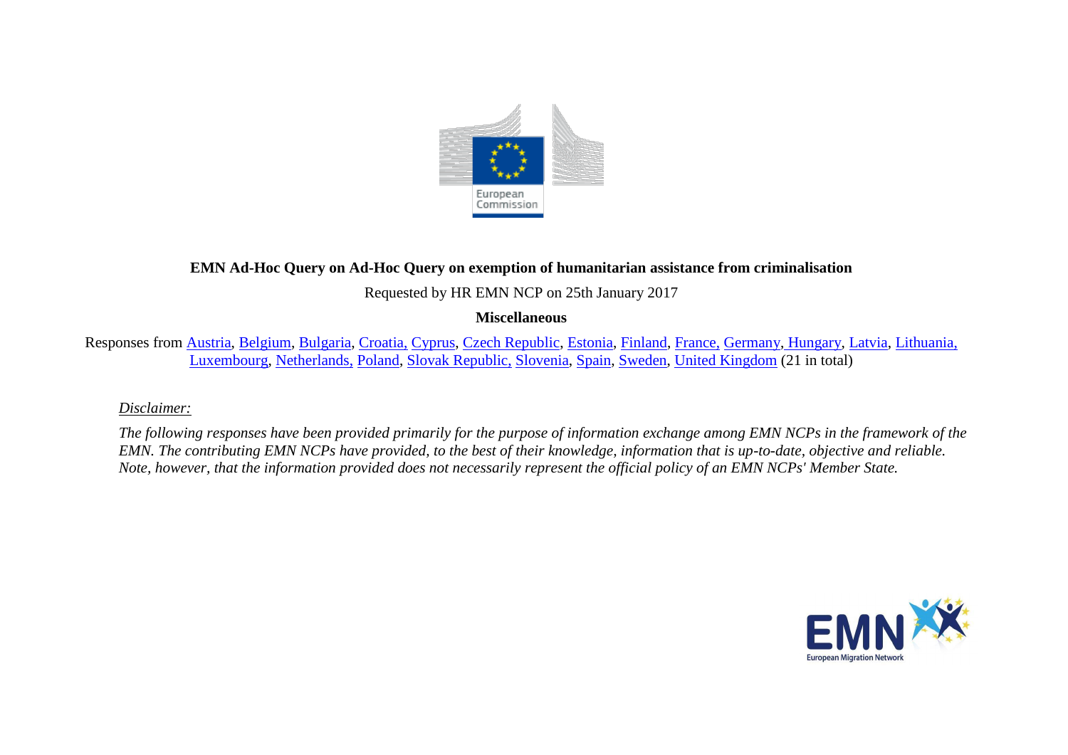**EMN Ad-Hoc Query on Ad-Hoc Query on exemption of humanitarian assistance from criminalisation**

Requested by HR EMN NCP on 25th January 2017

**Miscellaneous**

Responses from Austria, Belgium, Bulgaria, Croatia, Cyprus, Czech Republic, Estonia, Finland, France, Germany, Hungary, Latvia, Lithuania, Luxembourg, Netherlands, Poland, Slovak Republic, Slovenia, Spain, Sweden, United Kingdom (21 in total)

*Disclaimer:*

*The following responses have been provided primarily for the purpose of information exchange among EMN NCPs in the framework of the EMN. The contributing EMN NCPs have provided, to the best of their knowledge, information that is up-to-date, objective and reliable. Note, however, that the information provided does not necessarily represent the official policy of an EMN NCPs' Member State.*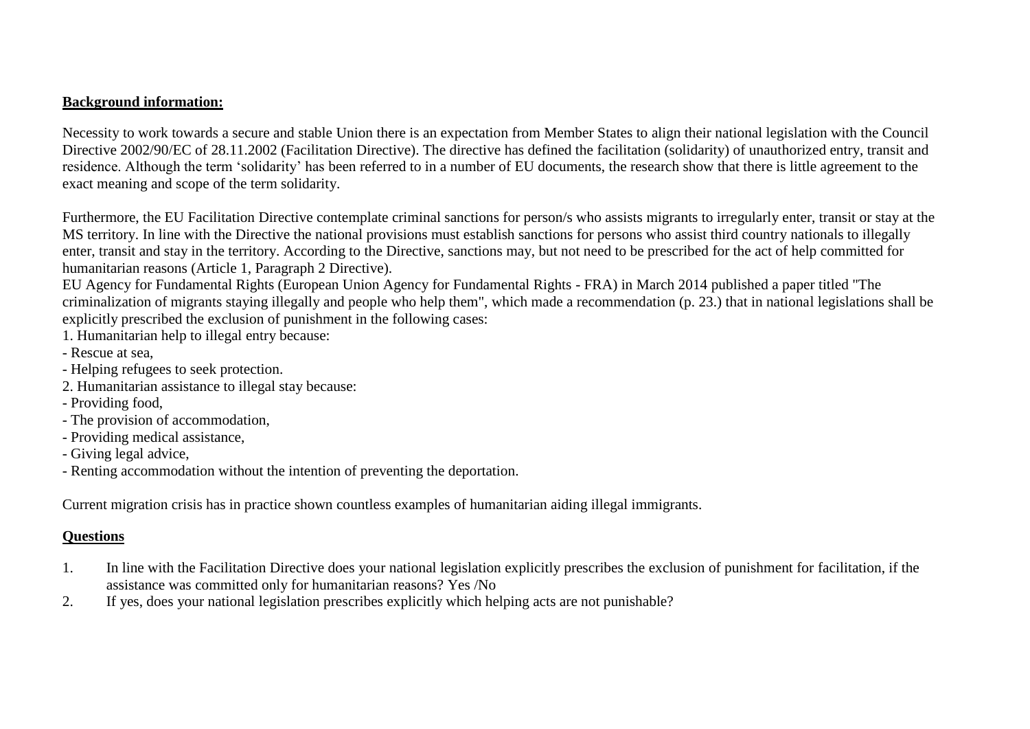**Background information:**

Necessity to work towards a secure and stable Union there is an expectation from Member States to align their national legislation with the Council Directive 2002/90/EC of 28.11.2002 (Facilitation Directive). The directive has defined the facilitation (solidarity) of unauthorized entry, transit and residence. Although the term 'solidarity' has been referred to in a number of EU documents, the research show that there is little agreement to the exact meaning and scope of the term solidarity.

Furthermore, the EU Facilitation Directive contemplate criminal sanctions for person/s who assists migrants to irregularly enter, transit or stay at the MS territory. In line with the Directive the national provisions must establish sanctions for persons who assist third country nationals to illegally enter, transit and stay in the territory. According to the Directive, sanctions may, but not need to be prescribed for the act of help committed for humanitarian reasons (Article 1, Paragraph 2 Directive).
EU Agency for Fundamental Rights (European Union Agency for Fundamental Rights - FRA) in March 2014 published a paper titled "The criminalization of migrants staying illegally and people who help them", which made a recommendation (p. 23.) that in national legislations shall be explicitly prescribed the exclusion of punishment in the following cases:
1. Humanitarian help to illegal entry because:
- Rescue at sea,
- Helping refugees to seek protection.
2. Humanitarian assistance to illegal stay because:
- Providing food,
- The provision of accommodation,
- Providing medical assistance,
- Giving legal advice,
- Renting accommodation without the intention of preventing the deportation.

Current migration crisis has in practice shown countless examples of humanitarian aiding illegal immigrants.

**Questions**

1. In line with the Facilitation Directive does your national legislation explicitly prescribes the exclusion of punishment for facilitation, if the assistance was committed only for humanitarian reasons? Yes /No
2. If yes, does your national legislation prescribes explicitly which helping acts are not punishable?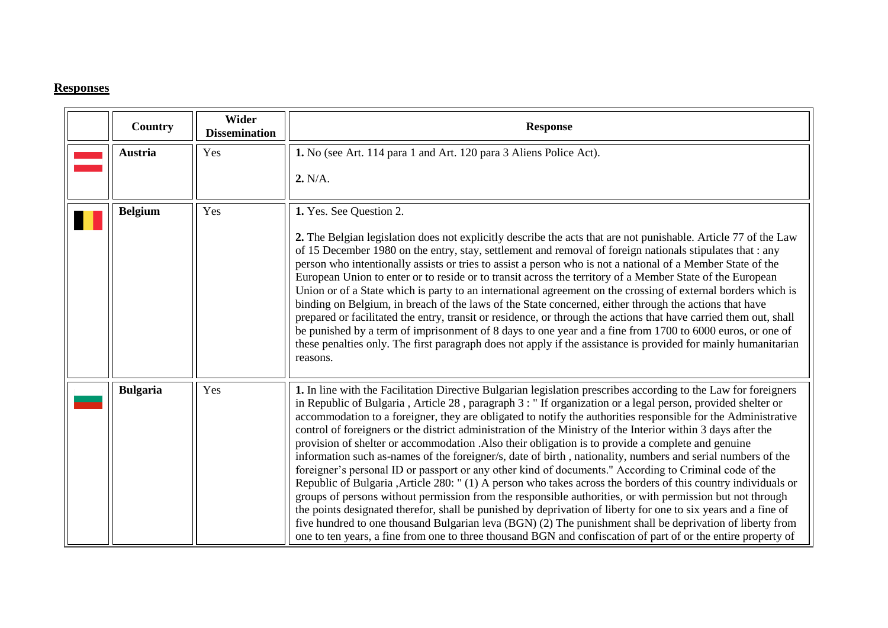## Responses

|  | Country | Wider Dissemination | Response |
|---|---|---|---|
|  | **Austria** | Yes | **1.** No (see Art. 114 para 1 and Art. 120 para 3 Aliens Police Act).<br><br>**2.** N/A. |
|  | **Belgium** | Yes | **1.** Yes. See Question 2.<br><br>**2.** The Belgian legislation does not explicitly describe the acts that are not punishable. Article 77 of the Law of 15 December 1980 on the entry, stay, settlement and removal of foreign nationals stipulates that : any person who intentionally assists or tries to assist a person who is not a national of a Member State of the European Union to enter or to reside or to transit across the territory of a Member State of the European Union or of a State which is party to an international agreement on the crossing of external borders which is binding on Belgium, in breach of the laws of the State concerned, either through the actions that have prepared or facilitated the entry, transit or residence, or through the actions that have carried them out, shall be punished by a term of imprisonment of 8 days to one year and a fine from 1700 to 6000 euros, or one of these penalties only. The first paragraph does not apply if the assistance is provided for mainly humanitarian reasons. |
|  | **Bulgaria** | Yes | **1.** In line with the Facilitation Directive Bulgarian legislation prescribes according to the Law for foreigners in Republic of Bulgaria , Article 28 , paragraph 3 : " If organization or a legal person, provided shelter or accommodation to a foreigner, they are obligated to notify the authorities responsible for the Administrative control of foreigners or the district administration of the Ministry of the Interior within 3 days after the provision of shelter or accommodation .Also their obligation is to provide a complete and genuine information such as-names of the foreigner/s, date of birth , nationality, numbers and serial numbers of the foreigner's personal ID or passport or any other kind of documents." According to Criminal code of the Republic of Bulgaria ,Article 280: " (1) A person who takes across the borders of this country individuals or groups of persons without permission from the responsible authorities, or with permission but not through the points designated therefor, shall be punished by deprivation of liberty for one to six years and a fine of five hundred to one thousand Bulgarian leva (BGN) (2) The punishment shall be deprivation of liberty from one to ten years, a fine from one to three thousand BGN and confiscation of part of or the entire property of |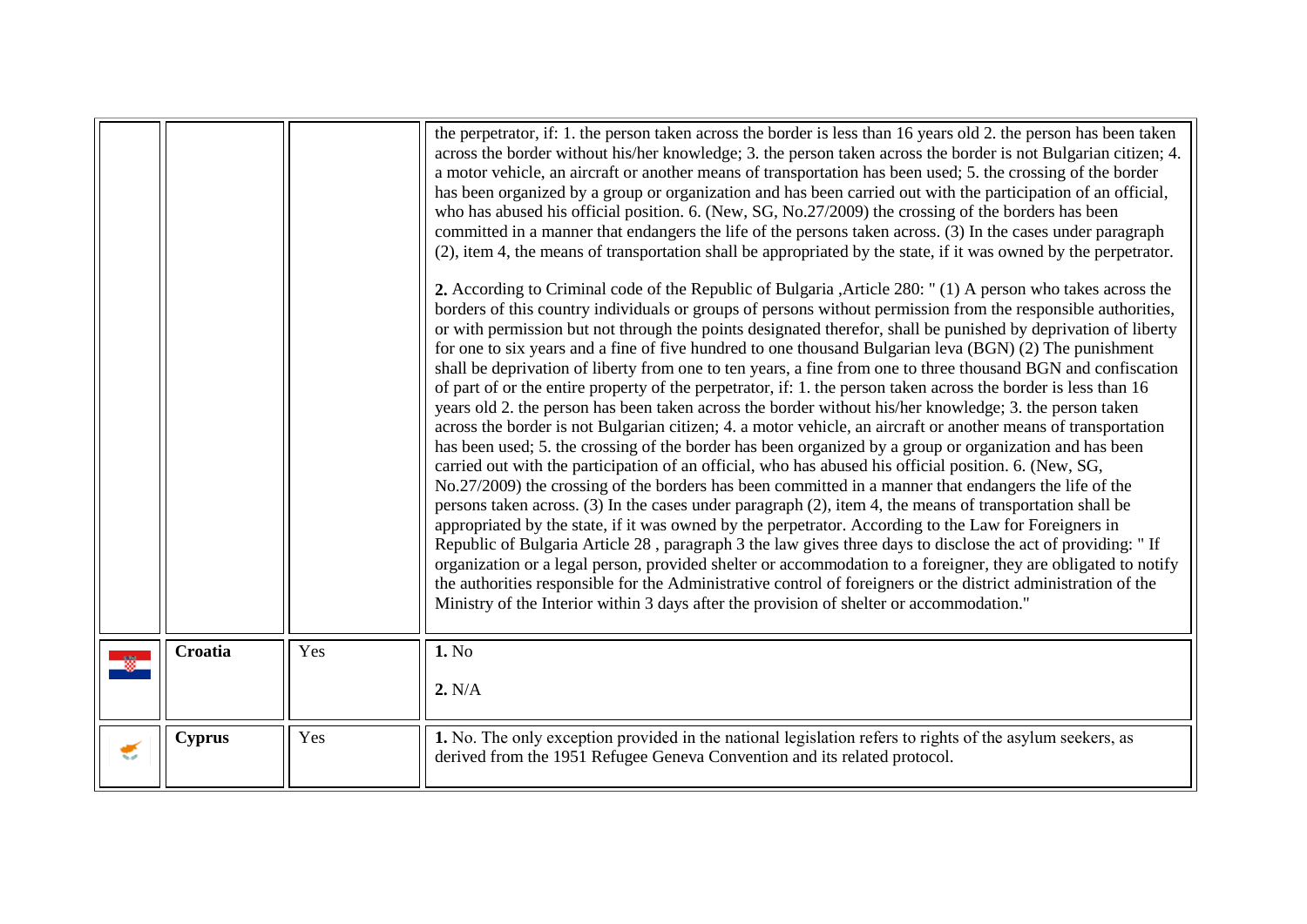| | | | |
|---|---|---|---|
| | | | the perpetrator, if: 1. the person taken across the border is less than 16 years old 2. the person has been taken across the border without his/her knowledge; 3. the person taken across the border is not Bulgarian citizen; 4. a motor vehicle, an aircraft or another means of transportation has been used; 5. the crossing of the border has been organized by a group or organization and has been carried out with the participation of an official, who has abused his official position. 6. (New, SG, No.27/2009) the crossing of the borders has been committed in a manner that endangers the life of the persons taken across. (3) In the cases under paragraph (2), item 4, the means of transportation shall be appropriated by the state, if it was owned by the perpetrator.<br><br>**2.** According to Criminal code of the Republic of Bulgaria ,Article 280: " (1) A person who takes across the borders of this country individuals or groups of persons without permission from the responsible authorities, or with permission but not through the points designated therefor, shall be punished by deprivation of liberty for one to six years and a fine of five hundred to one thousand Bulgarian leva (BGN) (2) The punishment shall be deprivation of liberty from one to ten years, a fine from one to three thousand BGN and confiscation of part of or the entire property of the perpetrator, if: 1. the person taken across the border is less than 16 years old 2. the person has been taken across the border without his/her knowledge; 3. the person taken across the border is not Bulgarian citizen; 4. a motor vehicle, an aircraft or another means of transportation has been used; 5. the crossing of the border has been organized by a group or organization and has been carried out with the participation of an official, who has abused his official position. 6. (New, SG, No.27/2009) the crossing of the borders has been committed in a manner that endangers the life of the persons taken across. (3) In the cases under paragraph (2), item 4, the means of transportation shall be appropriated by the state, if it was owned by the perpetrator. According to the Law for Foreigners in Republic of Bulgaria Article 28 , paragraph 3 the law gives three days to disclose the act of providing: " If organization or a legal person, provided shelter or accommodation to a foreigner, they are obligated to notify the authorities responsible for the Administrative control of foreigners or the district administration of the Ministry of the Interior within 3 days after the provision of shelter or accommodation." |
| | **Croatia** | Yes | **1.** No<br><br>**2.** N/A |
| | **Cyprus** | Yes | **1.** No. The only exception provided in the national legislation refers to rights of the asylum seekers, as derived from the 1951 Refugee Geneva Convention and its related protocol. |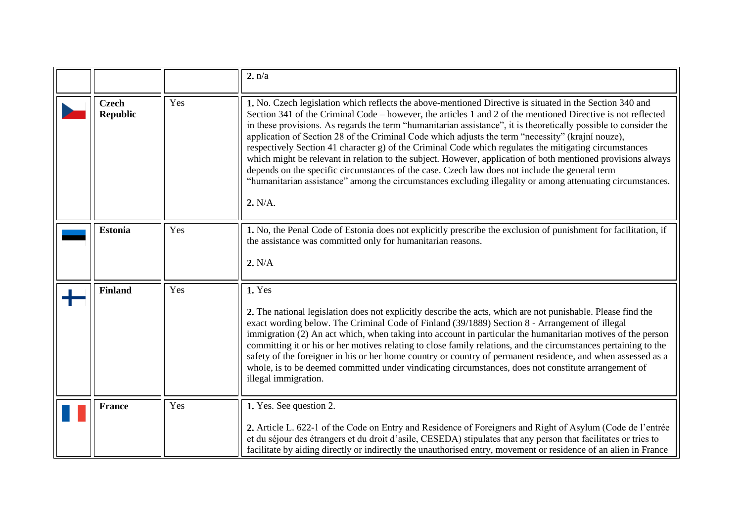|  |  |  |  |
|---|---|---|---|
|  |  |  | **2.** n/a |
|  | **Czech Republic** | Yes | **1.** No. Czech legislation which reflects the above-mentioned Directive is situated in the Section 340 and Section 341 of the Criminal Code – however, the articles 1 and 2 of the mentioned Directive is not reflected in these provisions. As regards the term "humanitarian assistance", it is theoretically possible to consider the application of Section 28 of the Criminal Code which adjusts the term "necessity" (krajní nouze), respectively Section 41 character g) of the Criminal Code which regulates the mitigating circumstances which might be relevant in relation to the subject. However, application of both mentioned provisions always depends on the specific circumstances of the case. Czech law does not include the general term "humanitarian assistance" among the circumstances excluding illegality or among attenuating circumstances.<br><br>**2.** N/A. |
|  | **Estonia** | Yes | **1.** No, the Penal Code of Estonia does not explicitly prescribe the exclusion of punishment for facilitation, if the assistance was committed only for humanitarian reasons.<br><br>**2.** N/A |
|  | **Finland** | Yes | **1.** Yes<br><br>**2.** The national legislation does not explicitly describe the acts, which are not punishable. Please find the exact wording below. The Criminal Code of Finland (39/1889) Section 8 - Arrangement of illegal immigration (2) An act which, when taking into account in particular the humanitarian motives of the person committing it or his or her motives relating to close family relations, and the circumstances pertaining to the safety of the foreigner in his or her home country or country of permanent residence, and when assessed as a whole, is to be deemed committed under vindicating circumstances, does not constitute arrangement of illegal immigration. |
|  | **France** | Yes | **1.** Yes. See question 2.<br><br>**2.** Article L. 622-1 of the Code on Entry and Residence of Foreigners and Right of Asylum (Code de l'entrée et du séjour des étrangers et du droit d'asile, CESEDA) stipulates that any person that facilitates or tries to facilitate by aiding directly or indirectly the unauthorised entry, movement or residence of an alien in France |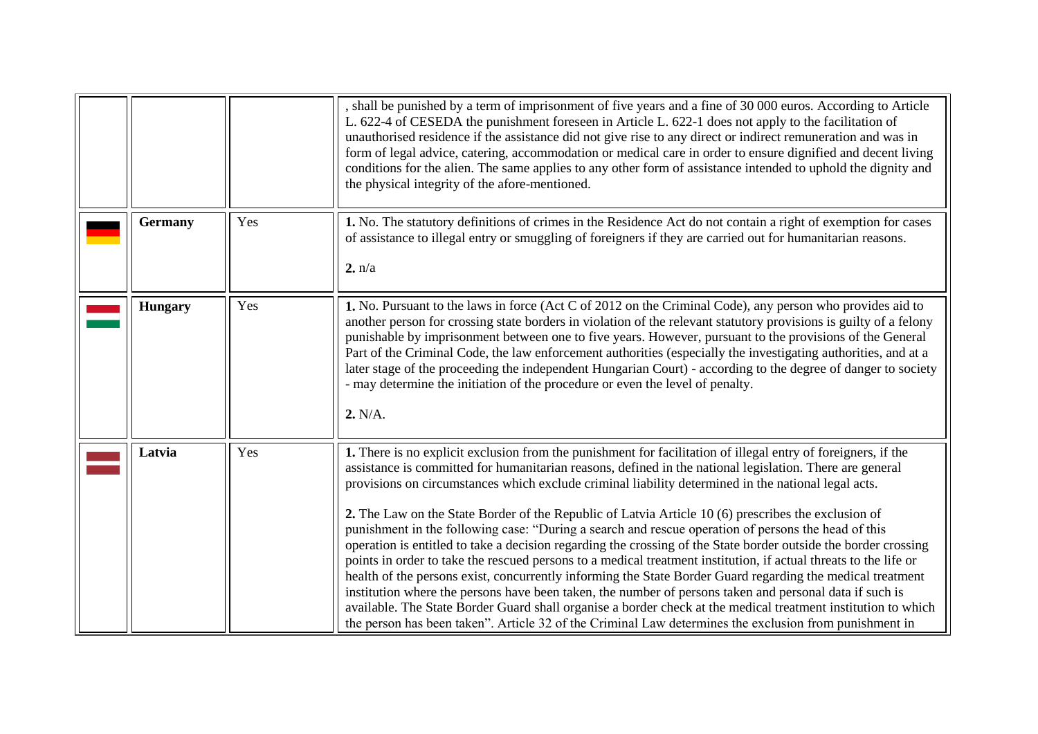| | | | |
|---|---|---|---|
| | | | , shall be punished by a term of imprisonment of five years and a fine of 30 000 euros. According to Article L. 622-4 of CESEDA the punishment foreseen in Article L. 622-1 does not apply to the facilitation of unauthorised residence if the assistance did not give rise to any direct or indirect remuneration and was in form of legal advice, catering, accommodation or medical care in order to ensure dignified and decent living conditions for the alien. The same applies to any other form of assistance intended to uphold the dignity and the physical integrity of the afore-mentioned. |
| | **Germany** | Yes | **1.** No. The statutory definitions of crimes in the Residence Act do not contain a right of exemption for cases of assistance to illegal entry or smuggling of foreigners if they are carried out for humanitarian reasons.<br><br>**2.** n/a |
| | **Hungary** | Yes | **1.** No. Pursuant to the laws in force (Act C of 2012 on the Criminal Code), any person who provides aid to another person for crossing state borders in violation of the relevant statutory provisions is guilty of a felony punishable by imprisonment between one to five years. However, pursuant to the provisions of the General Part of the Criminal Code, the law enforcement authorities (especially the investigating authorities, and at a later stage of the proceeding the independent Hungarian Court) - according to the degree of danger to society - may determine the initiation of the procedure or even the level of penalty.<br><br>**2.** N/A. |
| | **Latvia** | Yes | **1.** There is no explicit exclusion from the punishment for facilitation of illegal entry of foreigners, if the assistance is committed for humanitarian reasons, defined in the national legislation. There are general provisions on circumstances which exclude criminal liability determined in the national legal acts.<br><br>**2.** The Law on the State Border of the Republic of Latvia Article 10 (6) prescribes the exclusion of punishment in the following case: "During a search and rescue operation of persons the head of this operation is entitled to take a decision regarding the crossing of the State border outside the border crossing points in order to take the rescued persons to a medical treatment institution, if actual threats to the life or health of the persons exist, concurrently informing the State Border Guard regarding the medical treatment institution where the persons have been taken, the number of persons taken and personal data if such is available. The State Border Guard shall organise a border check at the medical treatment institution to which the person has been taken". Article 32 of the Criminal Law determines the exclusion from punishment in |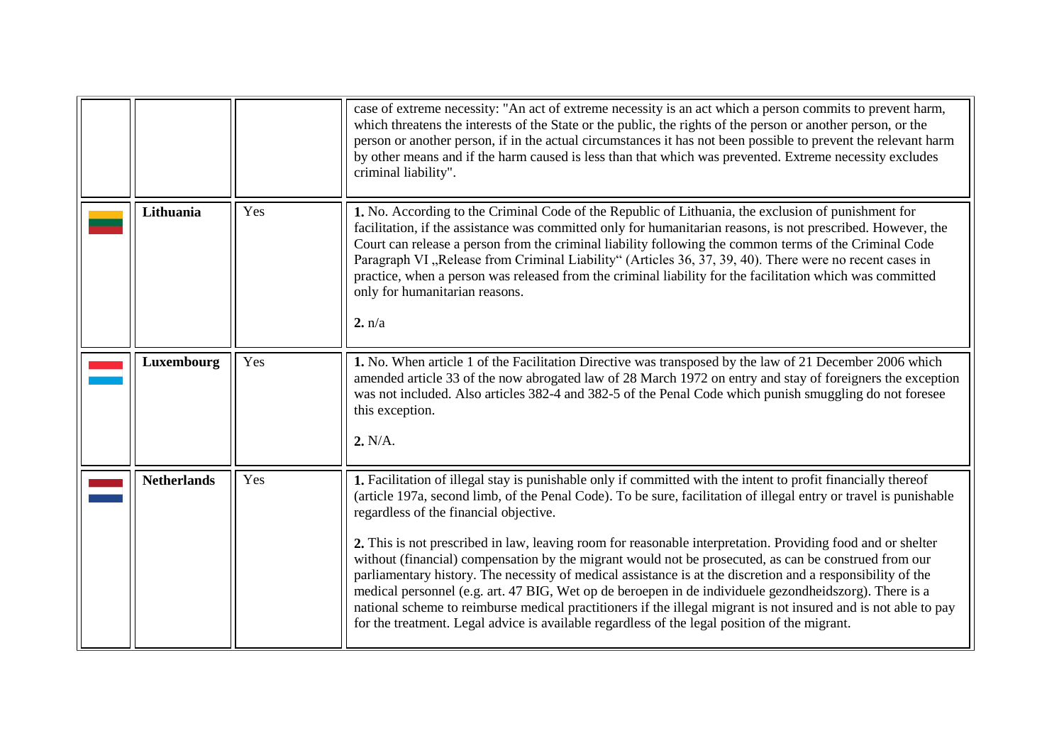| | | | |
|---|---|---|---|
| | | | case of extreme necessity: "An act of extreme necessity is an act which a person commits to prevent harm, which threatens the interests of the State or the public, the rights of the person or another person, or the person or another person, if in the actual circumstances it has not been possible to prevent the relevant harm by other means and if the harm caused is less than that which was prevented. Extreme necessity excludes criminal liability". |
| | **Lithuania** | Yes | **1.** No. According to the Criminal Code of the Republic of Lithuania, the exclusion of punishment for facilitation, if the assistance was committed only for humanitarian reasons, is not prescribed. However, the Court can release a person from the criminal liability following the common terms of the Criminal Code Paragraph VI „Release from Criminal Liability" (Articles 36, 37, 39, 40). There were no recent cases in practice, when a person was released from the criminal liability for the facilitation which was committed only for humanitarian reasons.<br><br>**2.** n/a |
| | **Luxembourg** | Yes | **1.** No. When article 1 of the Facilitation Directive was transposed by the law of 21 December 2006 which amended article 33 of the now abrogated law of 28 March 1972 on entry and stay of foreigners the exception was not included. Also articles 382-4 and 382-5 of the Penal Code which punish smuggling do not foresee this exception.<br><br>**2.** N/A. |
| | **Netherlands** | Yes | **1.** Facilitation of illegal stay is punishable only if committed with the intent to profit financially thereof (article 197a, second limb, of the Penal Code). To be sure, facilitation of illegal entry or travel is punishable regardless of the financial objective.<br><br>**2.** This is not prescribed in law, leaving room for reasonable interpretation. Providing food and or shelter without (financial) compensation by the migrant would not be prosecuted, as can be construed from our parliamentary history. The necessity of medical assistance is at the discretion and a responsibility of the medical personnel (e.g. art. 47 BIG, Wet op de beroepen in de individuele gezondheidszorg). There is a national scheme to reimburse medical practitioners if the illegal migrant is not insured and is not able to pay for the treatment. Legal advice is available regardless of the legal position of the migrant. |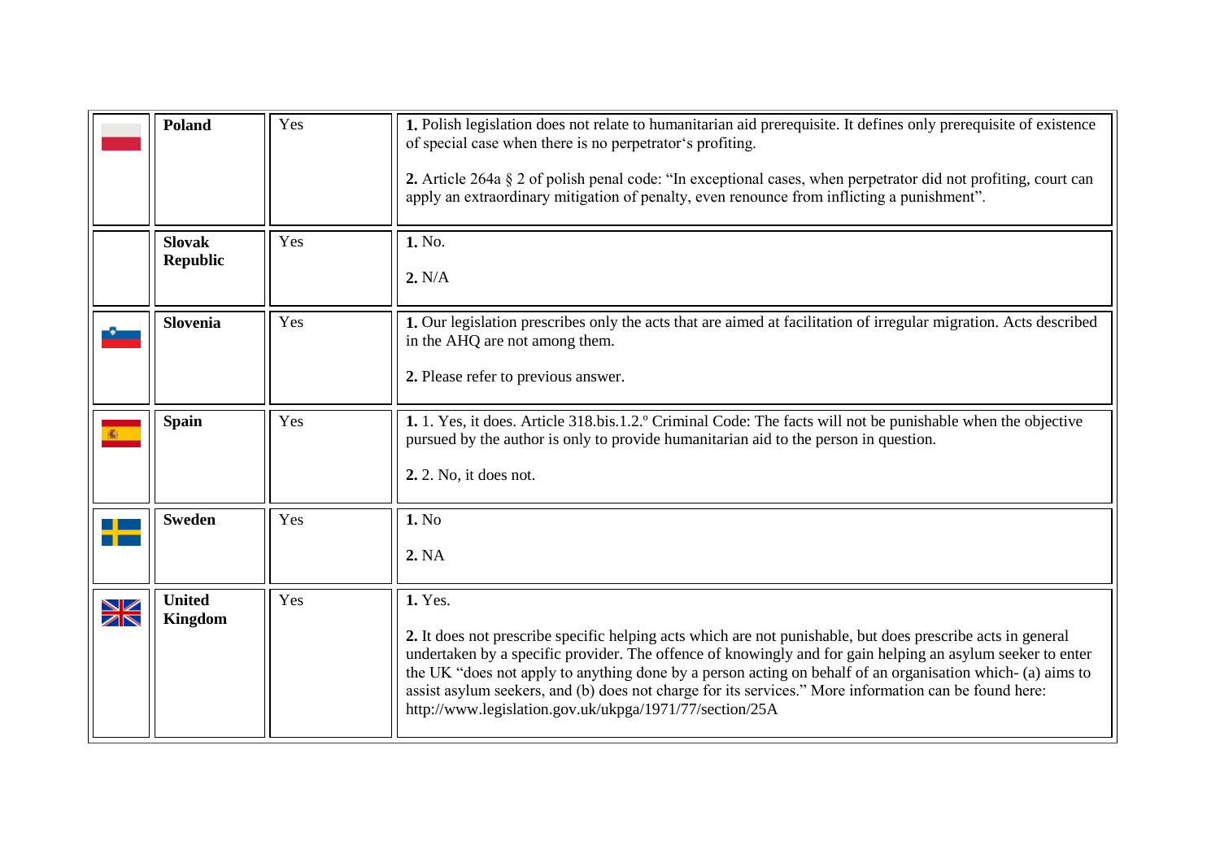| | | | |
|---|---|---|---|
| | **Poland** | Yes | **1.** Polish legislation does not relate to humanitarian aid prerequisite. It defines only prerequisite of existence of special case when there is no perpetrator's profiting.<br><br>**2.** Article 264a § 2 of polish penal code: "In exceptional cases, when perpetrator did not profiting, court can apply an extraordinary mitigation of penalty, even renounce from inflicting a punishment". |
| | **Slovak Republic** | Yes | **1.** No.<br><br>**2.** N/A |
| | **Slovenia** | Yes | **1.** Our legislation prescribes only the acts that are aimed at facilitation of irregular migration. Acts described in the AHQ are not among them.<br><br>**2.** Please refer to previous answer. |
| | **Spain** | Yes | **1.** 1. Yes, it does. Article 318.bis.1.2.º Criminal Code: The facts will not be punishable when the objective pursued by the author is only to provide humanitarian aid to the person in question.<br><br>**2.** 2. No, it does not. |
| | **Sweden** | Yes | **1.** No<br><br>**2.** NA |
| | **United Kingdom** | Yes | **1.** Yes.<br><br>**2.** It does not prescribe specific helping acts which are not punishable, but does prescribe acts in general undertaken by a specific provider. The offence of knowingly and for gain helping an asylum seeker to enter the UK "does not apply to anything done by a person acting on behalf of an organisation which- (a) aims to assist asylum seekers, and (b) does not charge for its services." More information can be found here: http://www.legislation.gov.uk/ukpga/1971/77/section/25A |